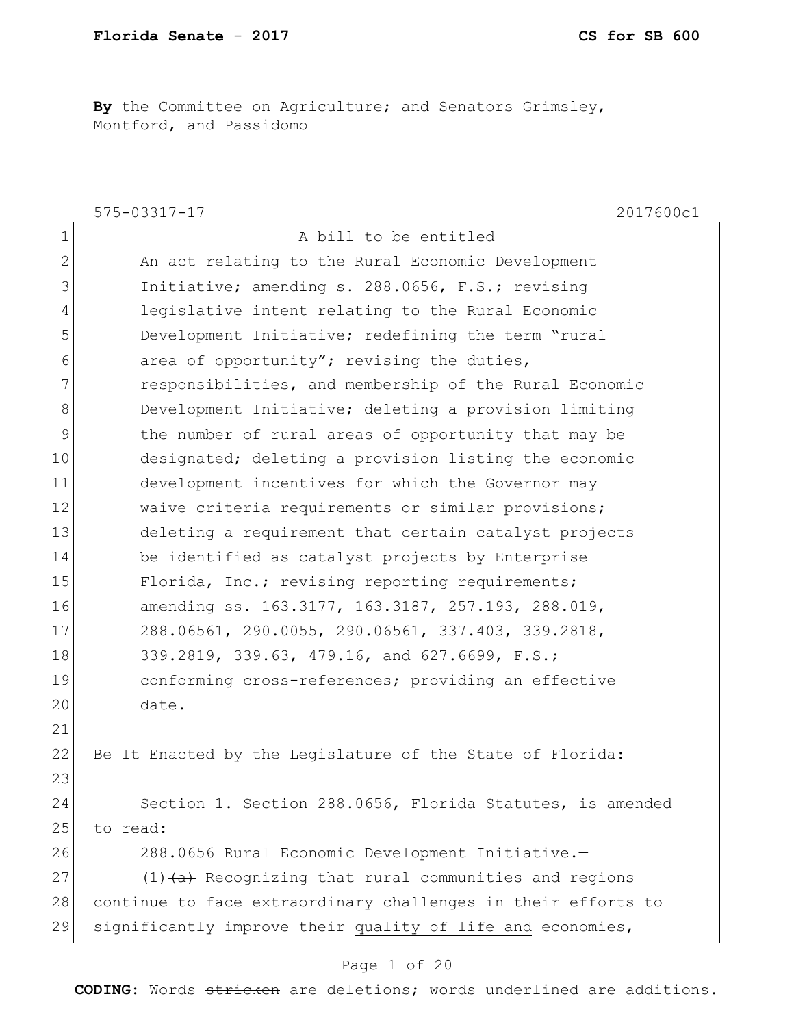**By** the Committee on Agriculture; and Senators Grimsley, Montford, and Passidomo

575-03317-17 2017600c1

1 A bill to be entitled

2 An act relating to the Rural Economic Development
3 Initiative; amending s. 288.0656, F.S.; revising
4 legislative intent relating to the Rural Economic
5 Development Initiative; redefining the term "rural
6 area of opportunity"; revising the duties,
7 responsibilities, and membership of the Rural Economic
8 Development Initiative; deleting a provision limiting
9 the number of rural areas of opportunity that may be
10 designated; deleting a provision listing the economic
11 development incentives for which the Governor may
12 waive criteria requirements or similar provisions;
13 deleting a requirement that certain catalyst projects
14 be identified as catalyst projects by Enterprise
15 Florida, Inc.; revising reporting requirements;
16 amending ss. 163.3177, 163.3187, 257.193, 288.019,
17 288.06561, 290.0055, 290.06561, 337.403, 339.2818,
18 339.2819, 339.63, 479.16, and 627.6699, F.S.;
19 conforming cross-references; providing an effective
20 date.

21

22 Be It Enacted by the Legislature of the State of Florida:

23

24 Section 1. Section 288.0656, Florida Statutes, is amended
25 to read:

26 288.0656 Rural Economic Development Initiative.—

27 (1) ~~(a)~~ Recognizing that rural communities and regions
28 continue to face extraordinary challenges in their efforts to
29 significantly improve their <u>quality of life and</u> economies,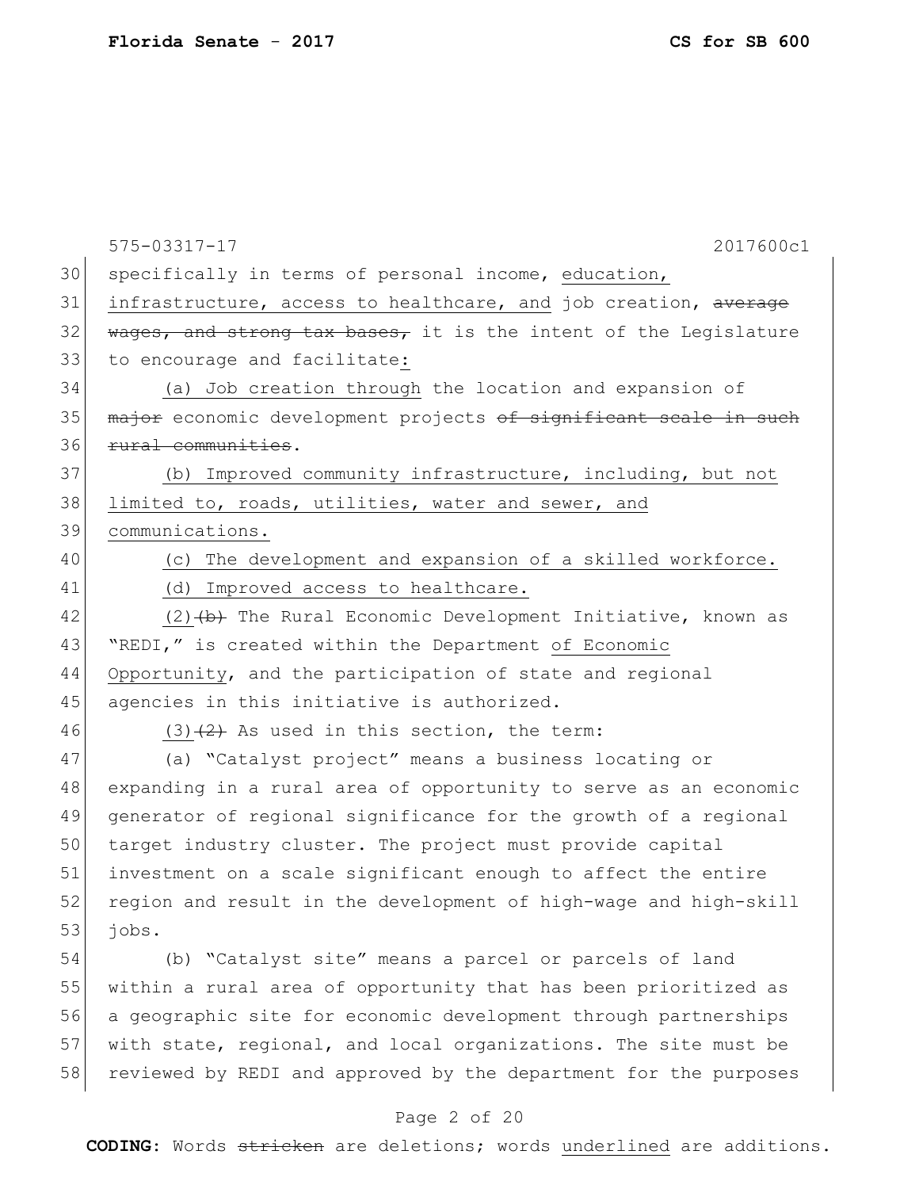specifically in terms of personal income, education, infrastructure, access to healthcare, and job creation, ~~average wages, and strong tax bases,~~ it is the intent of the Legislature to encourage and facilitate:

(a) Job creation through the location and expansion of ~~major~~ economic development projects ~~of significant scale in such rural communities~~.

(b) Improved community infrastructure, including, but not limited to, roads, utilities, water and sewer, and communications.

(c) The development and expansion of a skilled workforce.

(d) Improved access to healthcare.

(2)~~(b)~~ The Rural Economic Development Initiative, known as "REDI," is created within the Department of Economic Opportunity, and the participation of state and regional agencies in this initiative is authorized.

(3)~~(2)~~ As used in this section, the term:

(a) "Catalyst project" means a business locating or expanding in a rural area of opportunity to serve as an economic generator of regional significance for the growth of a regional target industry cluster. The project must provide capital investment on a scale significant enough to affect the entire region and result in the development of high-wage and high-skill jobs.

(b) "Catalyst site" means a parcel or parcels of land within a rural area of opportunity that has been prioritized as a geographic site for economic development through partnerships with state, regional, and local organizations. The site must be reviewed by REDI and approved by the department for the purposes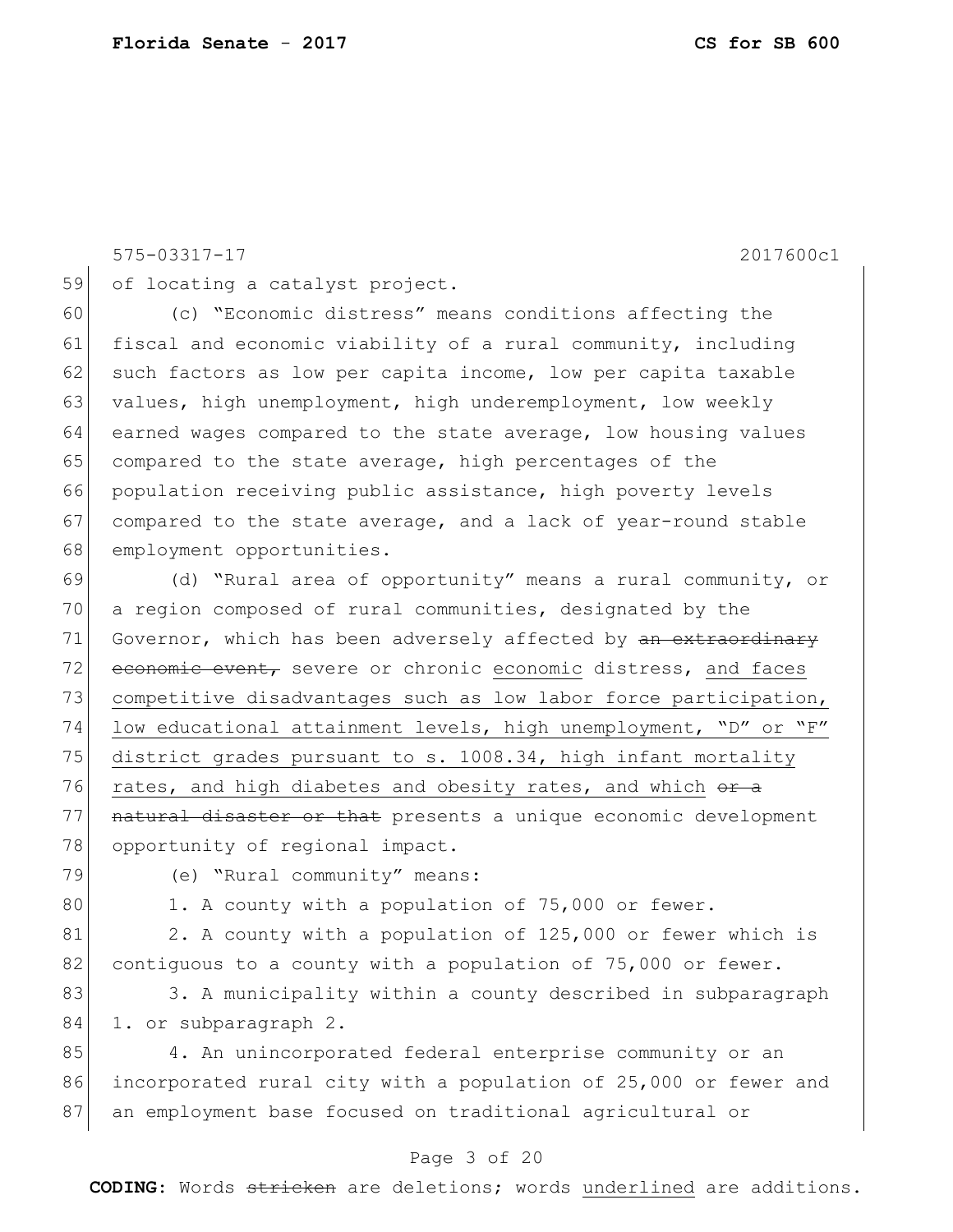575-03317-17 2017600c1

of locating a catalyst project.

(c) "Economic distress" means conditions affecting the fiscal and economic viability of a rural community, including such factors as low per capita income, low per capita taxable values, high unemployment, high underemployment, low weekly earned wages compared to the state average, low housing values compared to the state average, high percentages of the population receiving public assistance, high poverty levels compared to the state average, and a lack of year-round stable employment opportunities.

(d) "Rural area of opportunity" means a rural community, or a region composed of rural communities, designated by the Governor, which has been adversely affected by ~~an extraordinary economic event,~~ severe or chronic economic distress, and faces competitive disadvantages such as low labor force participation, low educational attainment levels, high unemployment, "D" or "F" district grades pursuant to s. 1008.34, high infant mortality rates, and high diabetes and obesity rates, and which ~~or a natural disaster or that~~ presents a unique economic development opportunity of regional impact.

(e) "Rural community" means:

1. A county with a population of 75,000 or fewer.

2. A county with a population of 125,000 or fewer which is contiguous to a county with a population of 75,000 or fewer.

3. A municipality within a county described in subparagraph 1. or subparagraph 2.

4. An unincorporated federal enterprise community or an incorporated rural city with a population of 25,000 or fewer and an employment base focused on traditional agricultural or

**CODING:** Words ~~stricken~~ are deletions; words underlined are additions.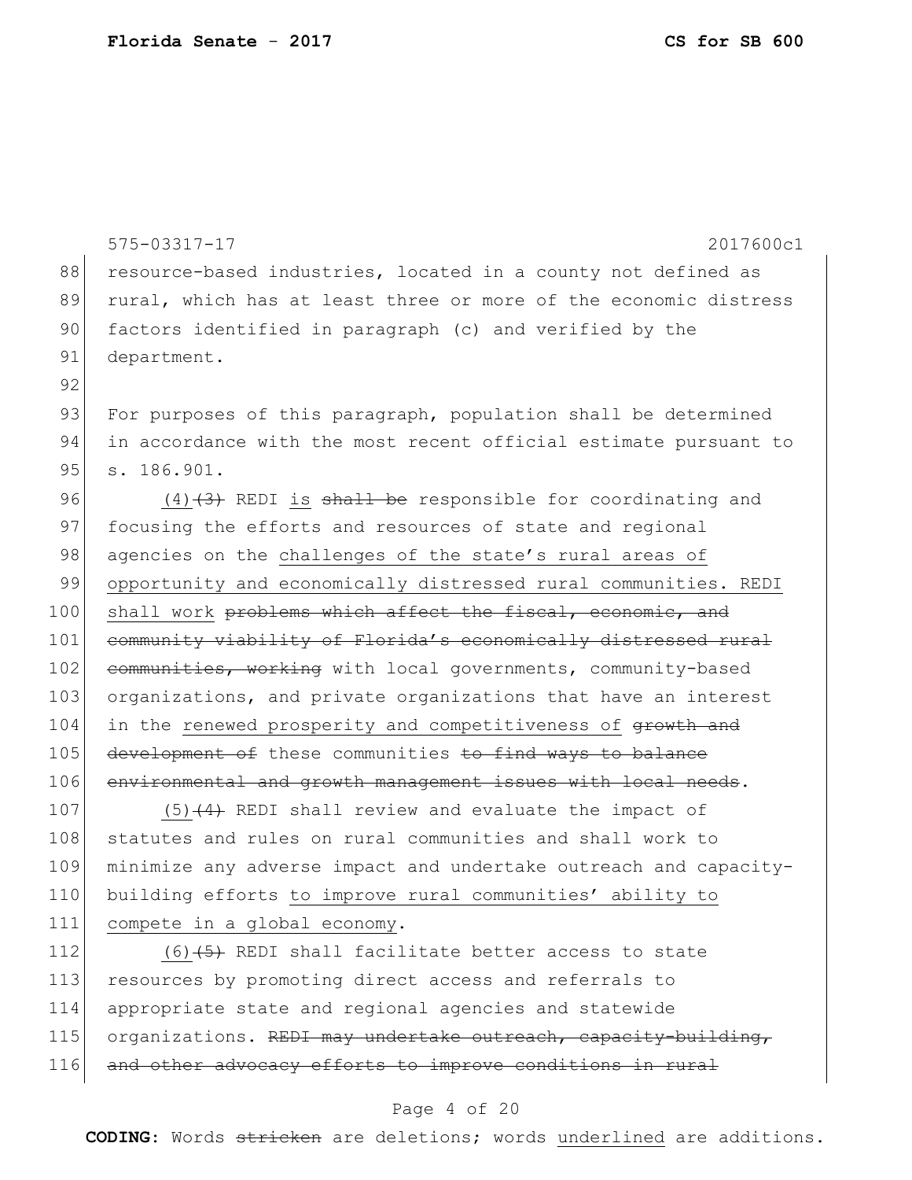resource-based industries, located in a county not defined as rural, which has at least three or more of the economic distress factors identified in paragraph (c) and verified by the department.

For purposes of this paragraph, population shall be determined in accordance with the most recent official estimate pursuant to s. 186.901.

<u>(4)</u>~~(3)~~ REDI <u>is</u> ~~shall be~~ responsible for coordinating and focusing the efforts and resources of state and regional agencies on the <u>challenges of the state's rural areas of opportunity and economically distressed rural communities. REDI shall work</u> ~~problems which affect the fiscal, economic, and community viability of Florida's economically distressed rural communities, working~~ with local governments, community-based organizations, and private organizations that have an interest in the <u>renewed prosperity and competitiveness of</u> ~~growth and development of~~ these communities ~~to find ways to balance environmental and growth management issues with local needs~~.

<u>(5)</u>~~(4)~~ REDI shall review and evaluate the impact of statutes and rules on rural communities and shall work to minimize any adverse impact and undertake outreach and capacity-building efforts <u>to improve rural communities' ability to compete in a global economy</u>.

<u>(6)</u>~~(5)~~ REDI shall facilitate better access to state resources by promoting direct access and referrals to appropriate state and regional agencies and statewide organizations. ~~REDI may undertake outreach, capacity-building, and other advocacy efforts to improve conditions in rural~~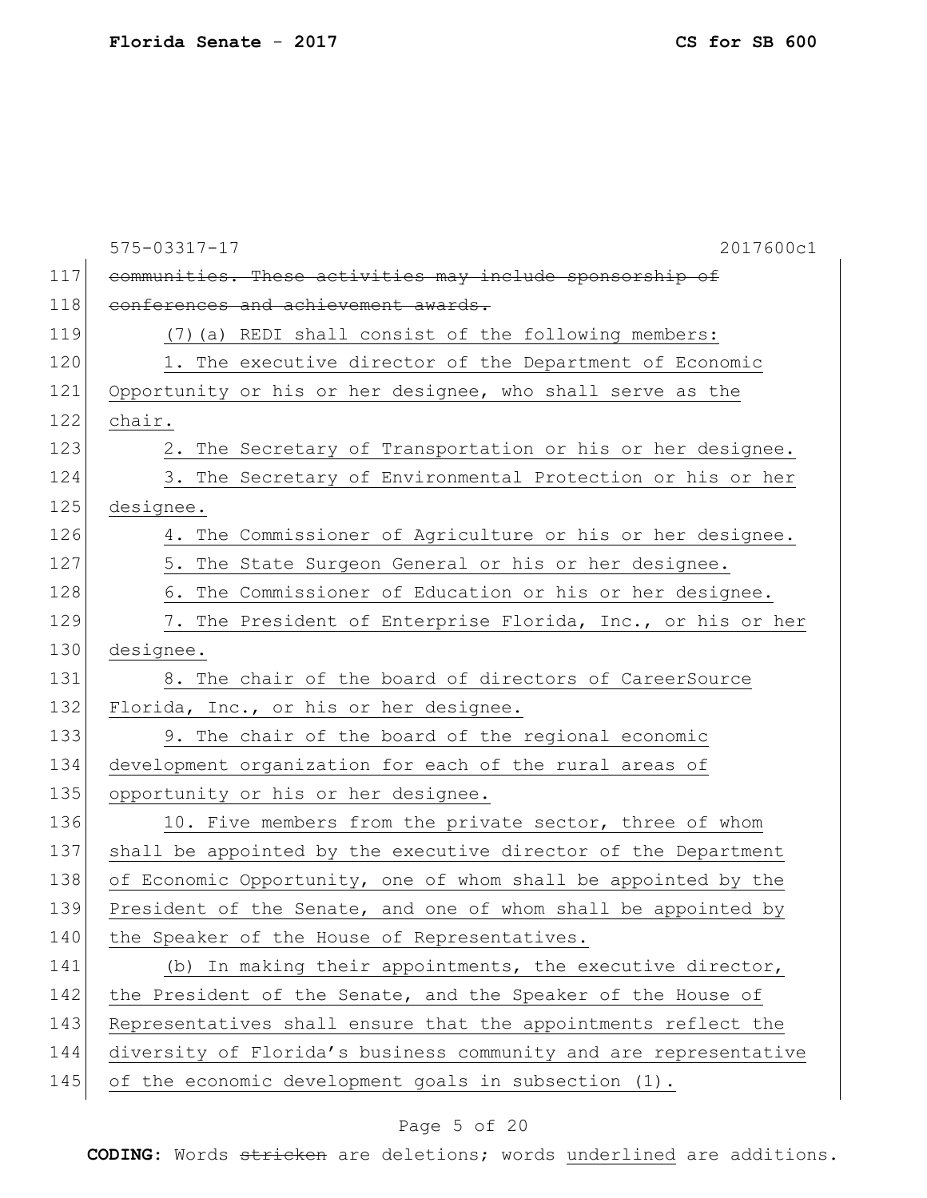575-03317-17 2017600c1

117 ~~communities. These activities may include sponsorship of~~
118 ~~conferences and achievement awards.~~
119 <u>(7)(a) REDI shall consist of the following members:</u>
120 <u>1. The executive director of the Department of Economic</u>
121 <u>Opportunity or his or her designee, who shall serve as the</u>
122 <u>chair.</u>
123 <u>2. The Secretary of Transportation or his or her designee.</u>
124 <u>3. The Secretary of Environmental Protection or his or her</u>
125 <u>designee.</u>
126 <u>4. The Commissioner of Agriculture or his or her designee.</u>
127 <u>5. The State Surgeon General or his or her designee.</u>
128 <u>6. The Commissioner of Education or his or her designee.</u>
129 <u>7. The President of Enterprise Florida, Inc., or his or her</u>
130 <u>designee.</u>
131 <u>8. The chair of the board of directors of CareerSource</u>
132 <u>Florida, Inc., or his or her designee.</u>
133 <u>9. The chair of the board of the regional economic</u>
134 <u>development organization for each of the rural areas of</u>
135 <u>opportunity or his or her designee.</u>
136 <u>10. Five members from the private sector, three of whom</u>
137 <u>shall be appointed by the executive director of the Department</u>
138 <u>of Economic Opportunity, one of whom shall be appointed by the</u>
139 <u>President of the Senate, and one of whom shall be appointed by</u>
140 <u>the Speaker of the House of Representatives.</u>
141 <u>(b) In making their appointments, the executive director,</u>
142 <u>the President of the Senate, and the Speaker of the House of</u>
143 <u>Representatives shall ensure that the appointments reflect the</u>
144 <u>diversity of Florida's business community and are representative</u>
145 <u>of the economic development goals in subsection (1).</u>

**CODING:** Words ~~stricken~~ are deletions; words <u>underlined</u> are additions.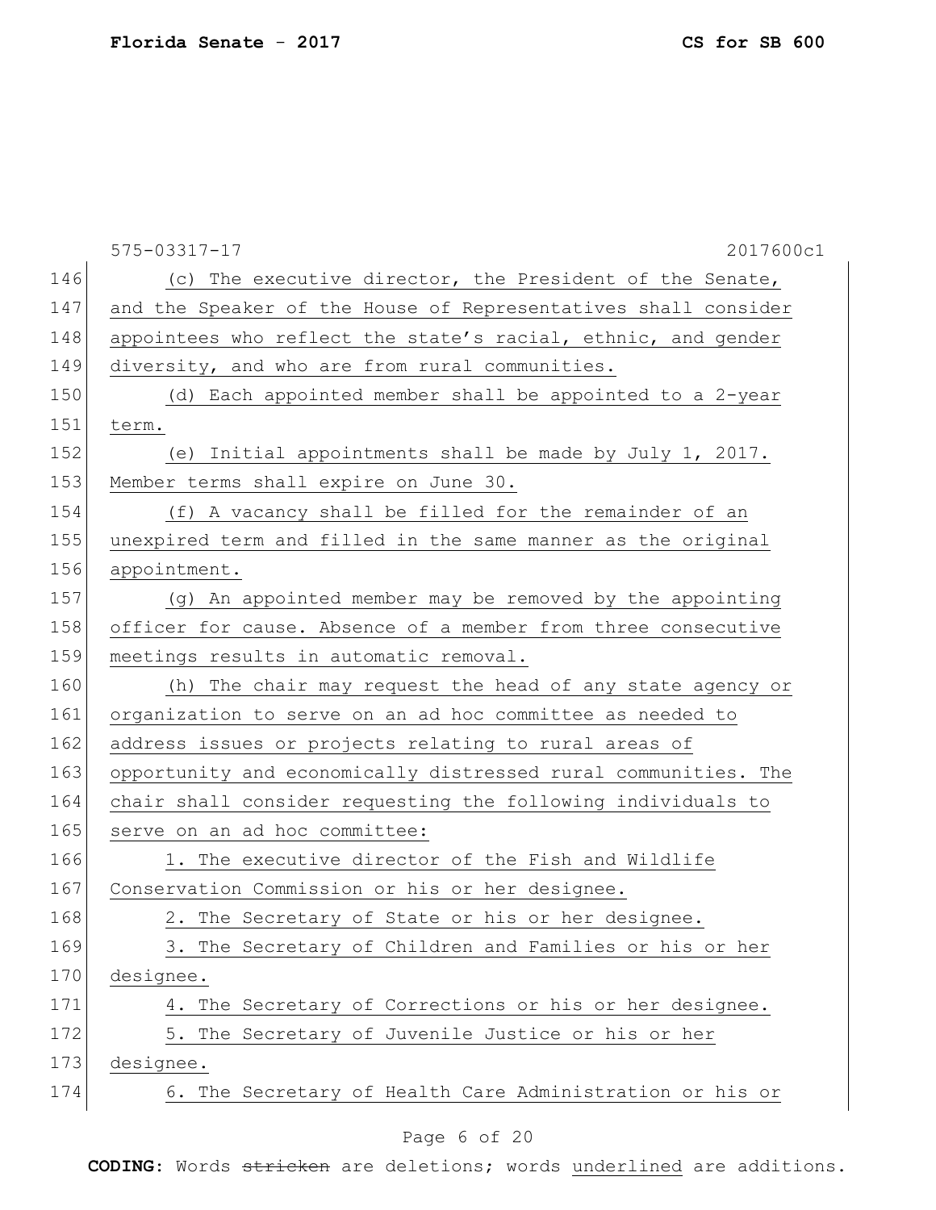575-03317-17 2017600c1

146 (c) The executive director, the President of the Senate,
147 and the Speaker of the House of Representatives shall consider
148 appointees who reflect the state's racial, ethnic, and gender
149 diversity, and who are from rural communities.
150 (d) Each appointed member shall be appointed to a 2-year
151 term.
152 (e) Initial appointments shall be made by July 1, 2017.
153 Member terms shall expire on June 30.
154 (f) A vacancy shall be filled for the remainder of an
155 unexpired term and filled in the same manner as the original
156 appointment.
157 (g) An appointed member may be removed by the appointing
158 officer for cause. Absence of a member from three consecutive
159 meetings results in automatic removal.
160 (h) The chair may request the head of any state agency or
161 organization to serve on an ad hoc committee as needed to
162 address issues or projects relating to rural areas of
163 opportunity and economically distressed rural communities. The
164 chair shall consider requesting the following individuals to
165 serve on an ad hoc committee:
166 1. The executive director of the Fish and Wildlife
167 Conservation Commission or his or her designee.
168 2. The Secretary of State or his or her designee.
169 3. The Secretary of Children and Families or his or her
170 designee.
171 4. The Secretary of Corrections or his or her designee.
172 5. The Secretary of Juvenile Justice or his or her
173 designee.
174 6. The Secretary of Health Care Administration or his or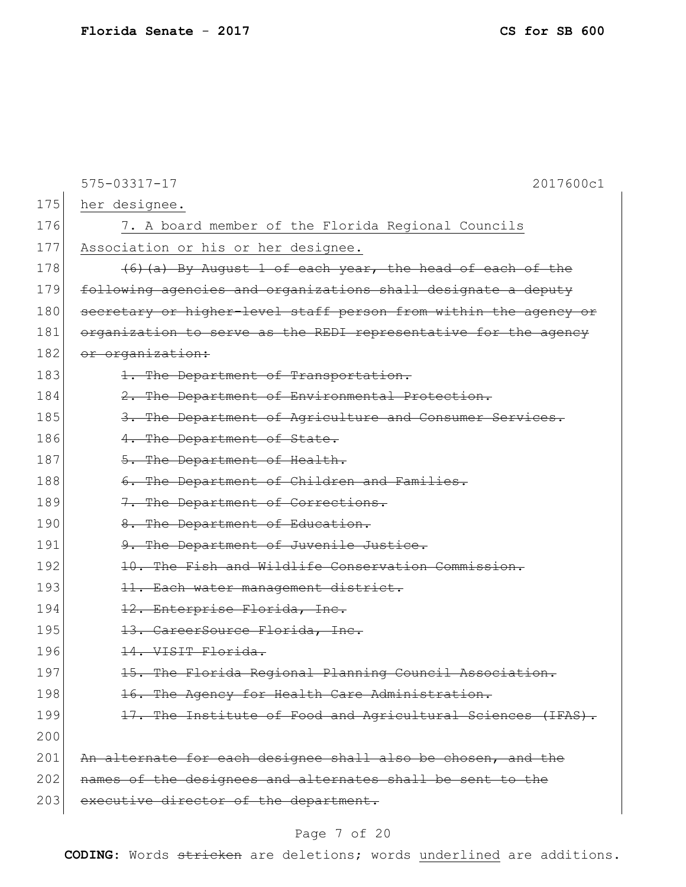575-03317-17 2017600c1

175 her designee.

176 7. A board member of the Florida Regional Councils

177 Association or his or her designee.

178 ~~(6)(a) By August 1 of each year, the head of each of the~~

179 ~~following agencies and organizations shall designate a deputy~~

180 ~~secretary or higher-level staff person from within the agency or~~

181 ~~organization to serve as the REDI representative for the agency~~

182 ~~or organization:~~

183 ~~1. The Department of Transportation.~~

184 ~~2. The Department of Environmental Protection.~~

185 ~~3. The Department of Agriculture and Consumer Services.~~

186 ~~4. The Department of State.~~

187 ~~5. The Department of Health.~~

188 ~~6. The Department of Children and Families.~~

189 ~~7. The Department of Corrections.~~

190 ~~8. The Department of Education.~~

191 ~~9. The Department of Juvenile Justice.~~

192 ~~10. The Fish and Wildlife Conservation Commission.~~

193 ~~11. Each water management district.~~

194 ~~12. Enterprise Florida, Inc.~~

195 ~~13. CareerSource Florida, Inc.~~

196 ~~14. VISIT Florida.~~

197 ~~15. The Florida Regional Planning Council Association.~~

198 ~~16. The Agency for Health Care Administration.~~

199 ~~17. The Institute of Food and Agricultural Sciences (IFAS).~~

200

201 ~~An alternate for each designee shall also be chosen, and the~~

202 ~~names of the designees and alternates shall be sent to the~~

203 ~~executive director of the department.~~

**CODING:** Words ~~stricken~~ are deletions; words underlined are additions.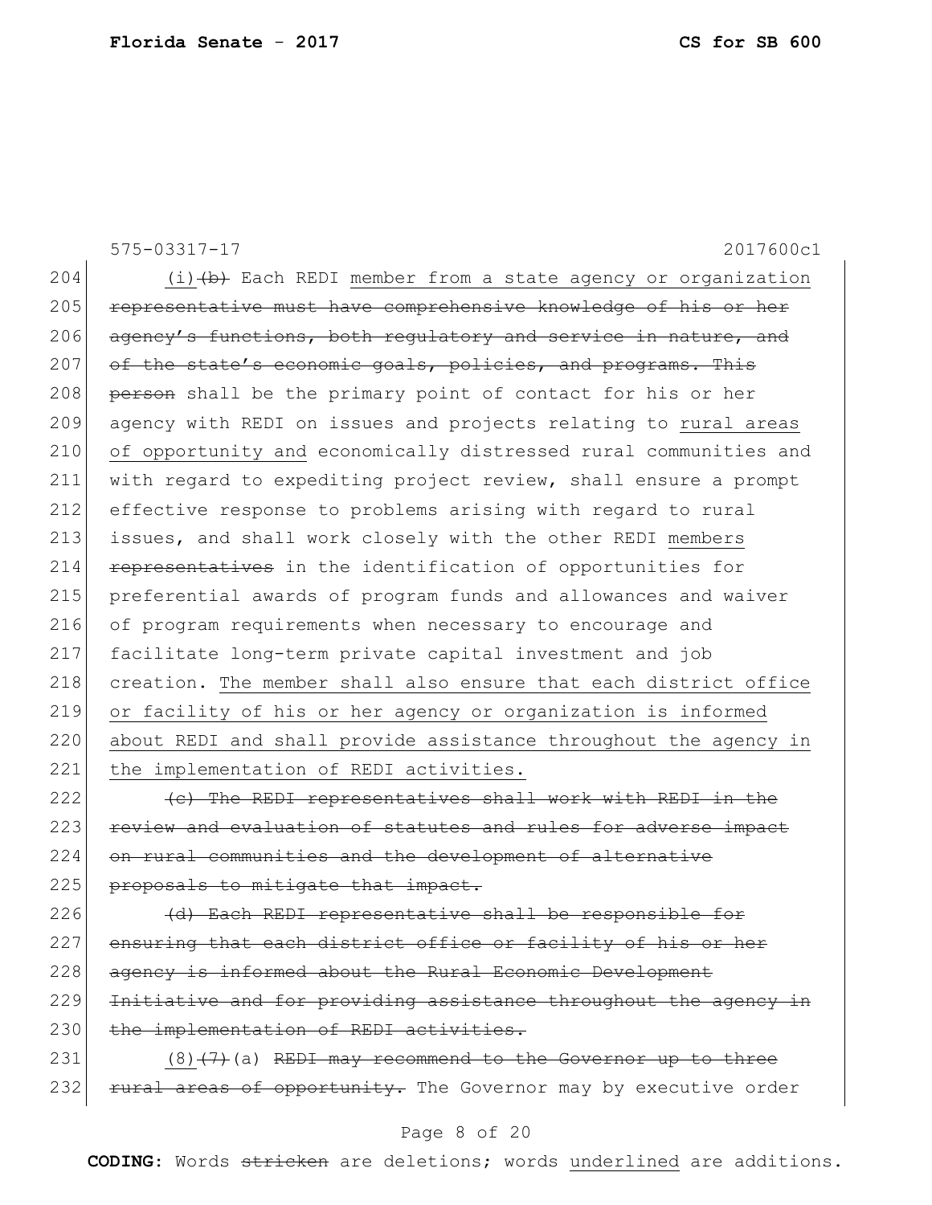575-03317-17 2017600c1

204 (i) ~~(b)~~ Each REDI member from a state agency or organization
205 ~~representative must have comprehensive knowledge of his or her~~
206 ~~agency's functions, both regulatory and service in nature, and~~
207 ~~of the state's economic goals, policies, and programs. This~~
208 ~~person~~ shall be the primary point of contact for his or her
209 agency with REDI on issues and projects relating to rural areas
210 of opportunity and economically distressed rural communities and
211 with regard to expediting project review, shall ensure a prompt
212 effective response to problems arising with regard to rural
213 issues, and shall work closely with the other REDI members
214 ~~representatives~~ in the identification of opportunities for
215 preferential awards of program funds and allowances and waiver
216 of program requirements when necessary to encourage and
217 facilitate long-term private capital investment and job
218 creation. The member shall also ensure that each district office
219 or facility of his or her agency or organization is informed
220 about REDI and shall provide assistance throughout the agency in
221 the implementation of REDI activities.

222 ~~(c) The REDI representatives shall work with REDI in the~~
223 ~~review and evaluation of statutes and rules for adverse impact~~
224 ~~on rural communities and the development of alternative~~
225 ~~proposals to mitigate that impact.~~

226 ~~(d) Each REDI representative shall be responsible for~~
227 ~~ensuring that each district office or facility of his or her~~
228 ~~agency is informed about the Rural Economic Development~~
229 ~~Initiative and for providing assistance throughout the agency in~~
230 ~~the implementation of REDI activities.~~

231 (8) ~~(7)~~ (a) ~~REDI may recommend to the Governor up to three~~
232 ~~rural areas of opportunity.~~ The Governor may by executive order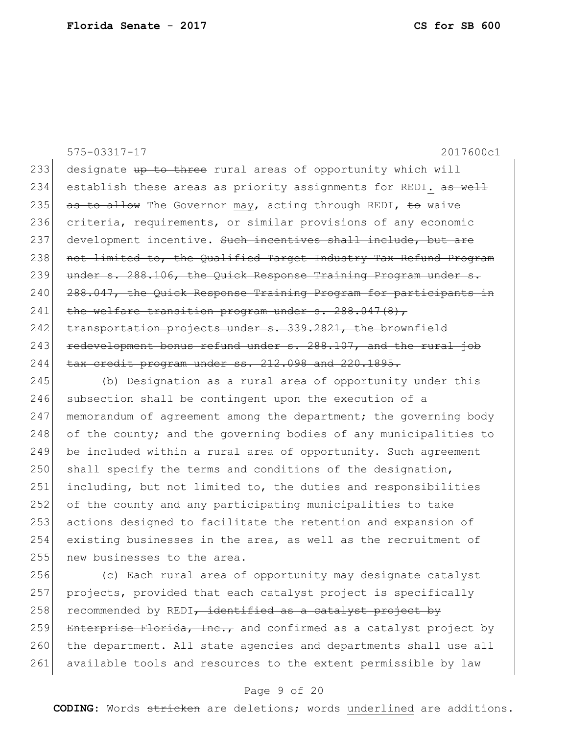designate ~~up to three~~ rural areas of opportunity which will establish these areas as priority assignments for REDI<u>.</u> ~~as well as to allow~~ <u>The</u> Governor <u>may</u>, acting through REDI, ~~to~~ waive criteria, requirements, or similar provisions of any economic development incentive. ~~Such incentives shall include, but are not limited to, the Qualified Target Industry Tax Refund Program under s. 288.106, the Quick Response Training Program under s. 288.047, the Quick Response Training Program for participants in the welfare transition program under s. 288.047(8), transportation projects under s. 339.2821, the brownfield redevelopment bonus refund under s. 288.107, and the rural job tax credit program under ss. 212.098 and 220.1895.~~

(b) Designation as a rural area of opportunity under this subsection shall be contingent upon the execution of a memorandum of agreement among the department; the governing body of the county; and the governing bodies of any municipalities to be included within a rural area of opportunity. Such agreement shall specify the terms and conditions of the designation, including, but not limited to, the duties and responsibilities of the county and any participating municipalities to take actions designed to facilitate the retention and expansion of existing businesses in the area, as well as the recruitment of new businesses to the area.

(c) Each rural area of opportunity may designate catalyst projects, provided that each catalyst project is specifically recommended by REDI~~, identified as a catalyst project by Enterprise Florida, Inc.,~~ and confirmed as a catalyst project by the department. All state agencies and departments shall use all available tools and resources to the extent permissible by law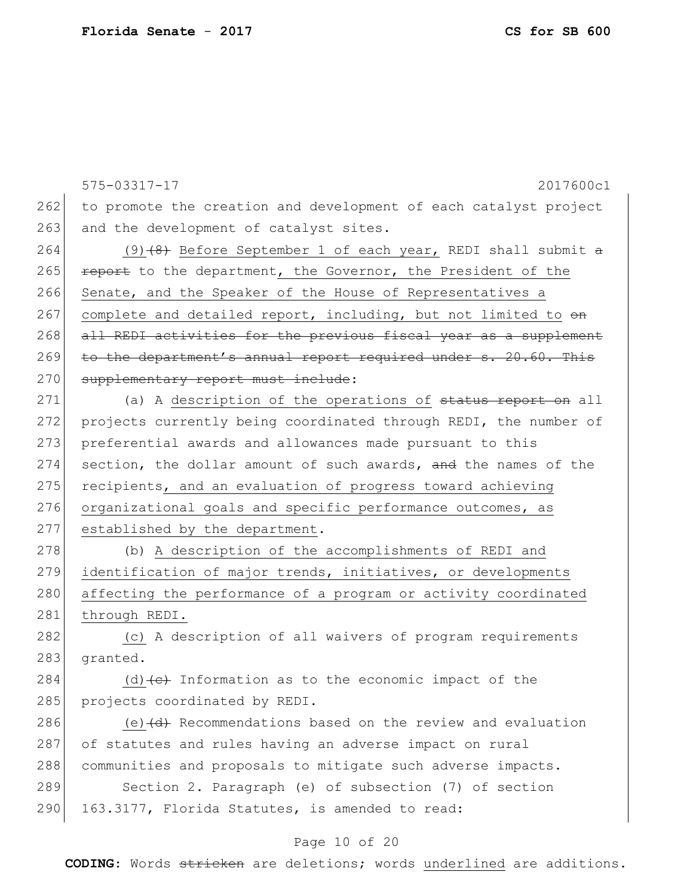to promote the creation and development of each catalyst project and the development of catalyst sites.

<u>(9)</u>~~(8)~~ <u>Before September 1 of each year,</u> REDI shall submit ~~a report~~ to the department<u>, the Governor, the President of the Senate, and the Speaker of the House of Representatives a complete and detailed report, including, but not limited to</u> ~~on all REDI activities for the previous fiscal year as a supplement to the department's annual report required under s. 20.60. This supplementary report must include~~:

(a) A <u>description of the operations of</u> ~~status report on~~ all projects currently being coordinated through REDI, the number of preferential awards and allowances made pursuant to this section, the dollar amount of such awards, ~~and~~ the names of the recipients<u>, and an evaluation of progress toward achieving organizational goals and specific performance outcomes, as established by the department</u>.

(b) <u>A description of the accomplishments of REDI and identification of major trends, initiatives, or developments affecting the performance of a program or activity coordinated through REDI.</u>

<u>(c)</u> A description of all waivers of program requirements granted.

<u>(d)</u>~~(c)~~ Information as to the economic impact of the projects coordinated by REDI.

<u>(e)</u>~~(d)~~ Recommendations based on the review and evaluation of statutes and rules having an adverse impact on rural communities and proposals to mitigate such adverse impacts.

Section 2. Paragraph (e) of subsection (7) of section 163.3177, Florida Statutes, is amended to read: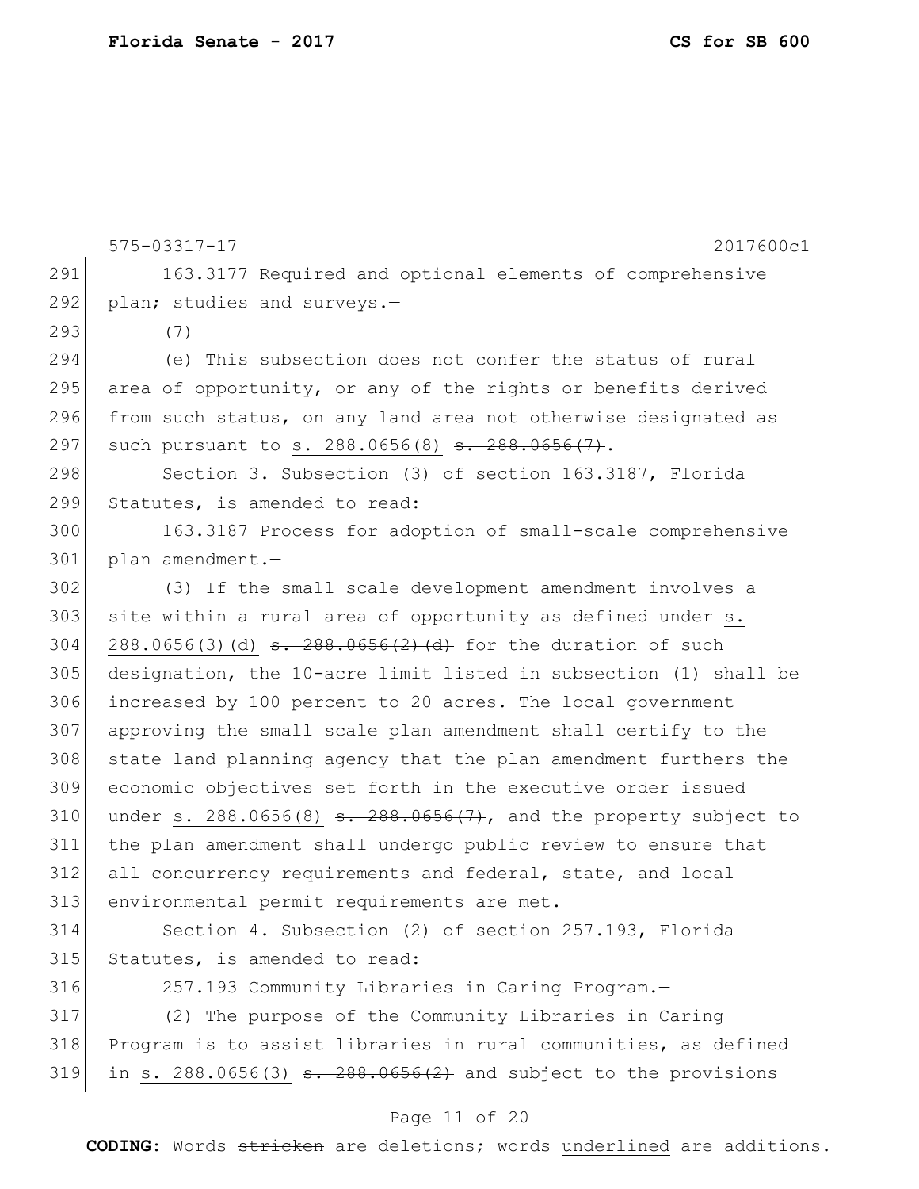575-03317-17 2017600c1

163.3177 Required and optional elements of comprehensive plan; studies and surveys.—

(7)

(e) This subsection does not confer the status of rural area of opportunity, or any of the rights or benefits derived from such status, on any land area not otherwise designated as such pursuant to <u>s. 288.0656(8)</u> ~~s. 288.0656(7)~~.

Section 3. Subsection (3) of section 163.3187, Florida Statutes, is amended to read:

163.3187 Process for adoption of small-scale comprehensive plan amendment.—

(3) If the small scale development amendment involves a site within a rural area of opportunity as defined under <u>s. 288.0656(3)(d)</u> ~~s. 288.0656(2)(d)~~ for the duration of such designation, the 10-acre limit listed in subsection (1) shall be increased by 100 percent to 20 acres. The local government approving the small scale plan amendment shall certify to the state land planning agency that the plan amendment furthers the economic objectives set forth in the executive order issued under <u>s. 288.0656(8)</u> ~~s. 288.0656(7)~~, and the property subject to the plan amendment shall undergo public review to ensure that all concurrency requirements and federal, state, and local environmental permit requirements are met.

Section 4. Subsection (2) of section 257.193, Florida Statutes, is amended to read:

257.193 Community Libraries in Caring Program.—

(2) The purpose of the Community Libraries in Caring Program is to assist libraries in rural communities, as defined in <u>s. 288.0656(3)</u> ~~s. 288.0656(2)~~ and subject to the provisions

**CODING:** Words ~~stricken~~ are deletions; words <u>underlined</u> are additions.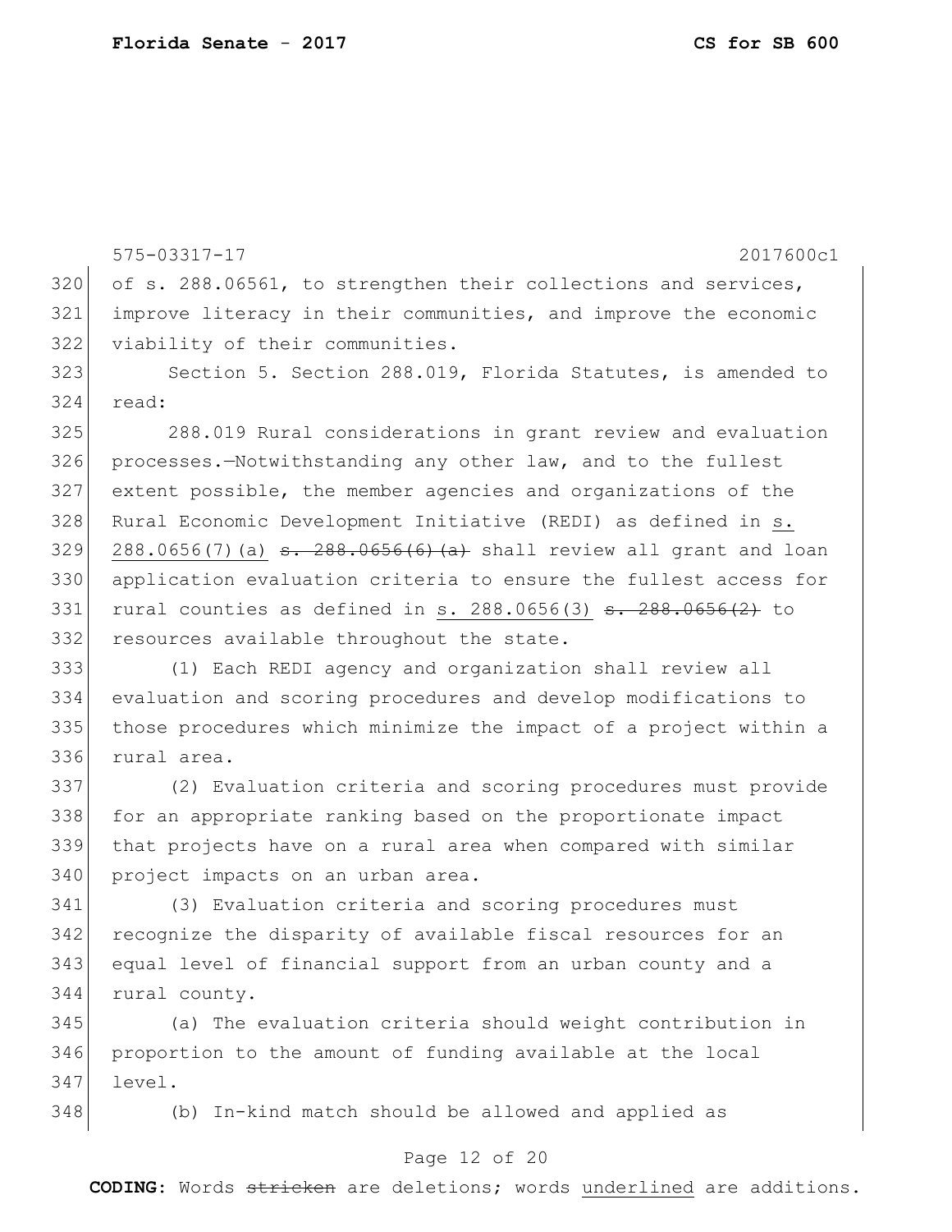575-03317-17 2017600c1

of s. 288.06561, to strengthen their collections and services, improve literacy in their communities, and improve the economic viability of their communities.

Section 5. Section 288.019, Florida Statutes, is amended to read:

288.019 Rural considerations in grant review and evaluation processes.—Notwithstanding any other law, and to the fullest extent possible, the member agencies and organizations of the Rural Economic Development Initiative (REDI) as defined in <u>s. 288.0656(7)(a)</u> ~~s. 288.0656(6)(a)~~ shall review all grant and loan application evaluation criteria to ensure the fullest access for rural counties as defined in <u>s. 288.0656(3)</u> ~~s. 288.0656(2)~~ to resources available throughout the state.

(1) Each REDI agency and organization shall review all evaluation and scoring procedures and develop modifications to those procedures which minimize the impact of a project within a rural area.

(2) Evaluation criteria and scoring procedures must provide for an appropriate ranking based on the proportionate impact that projects have on a rural area when compared with similar project impacts on an urban area.

(3) Evaluation criteria and scoring procedures must recognize the disparity of available fiscal resources for an equal level of financial support from an urban county and a rural county.

(a) The evaluation criteria should weight contribution in proportion to the amount of funding available at the local level.

(b) In-kind match should be allowed and applied as

**CODING:** Words ~~stricken~~ are deletions; words <u>underlined</u> are additions.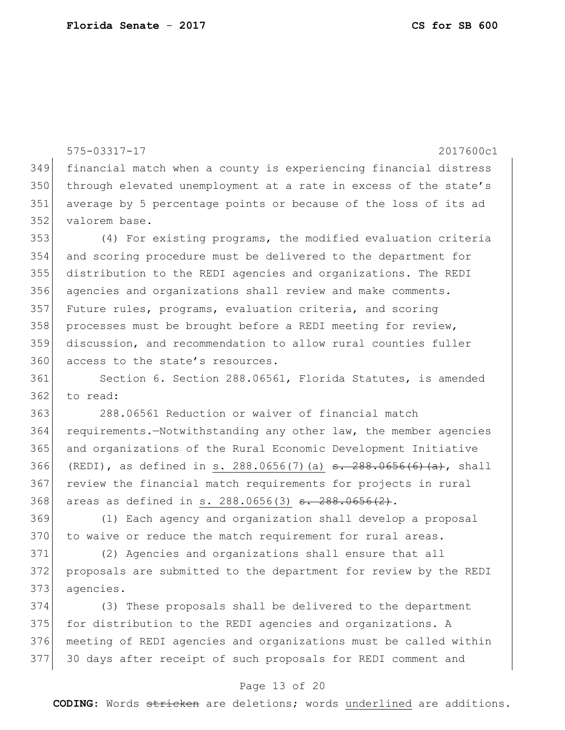575-03317-17 2017600c1

financial match when a county is experiencing financial distress through elevated unemployment at a rate in excess of the state's average by 5 percentage points or because of the loss of its ad valorem base.

(4) For existing programs, the modified evaluation criteria and scoring procedure must be delivered to the department for distribution to the REDI agencies and organizations. The REDI agencies and organizations shall review and make comments. Future rules, programs, evaluation criteria, and scoring processes must be brought before a REDI meeting for review, discussion, and recommendation to allow rural counties fuller access to the state's resources.

Section 6. Section 288.06561, Florida Statutes, is amended to read:

288.06561 Reduction or waiver of financial match requirements.—Notwithstanding any other law, the member agencies and organizations of the Rural Economic Development Initiative (REDI), as defined in <u>s. 288.0656(7)(a)</u> ~~s. 288.0656(6)(a)~~, shall review the financial match requirements for projects in rural areas as defined in <u>s. 288.0656(3)</u> ~~s. 288.0656(2)~~.

(1) Each agency and organization shall develop a proposal to waive or reduce the match requirement for rural areas.

(2) Agencies and organizations shall ensure that all proposals are submitted to the department for review by the REDI agencies.

(3) These proposals shall be delivered to the department for distribution to the REDI agencies and organizations. A meeting of REDI agencies and organizations must be called within 30 days after receipt of such proposals for REDI comment and

**CODING:** Words ~~stricken~~ are deletions; words <u>underlined</u> are additions.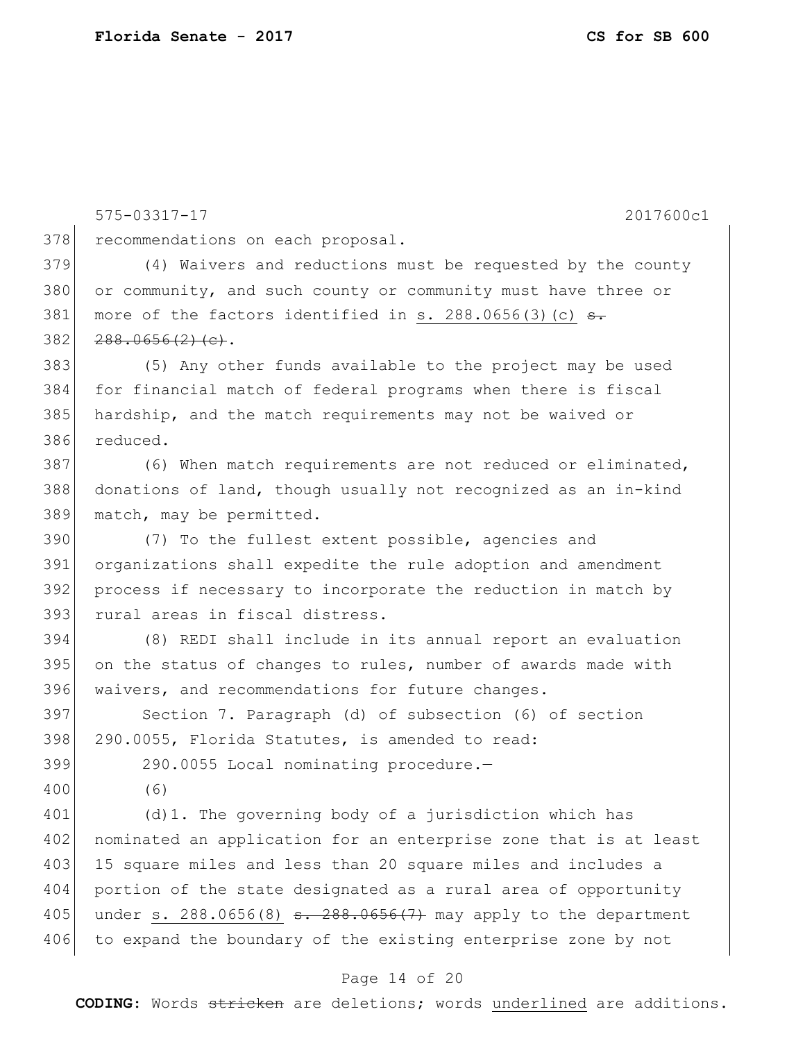575-03317-17 2017600c1

recommendations on each proposal.

(4) Waivers and reductions must be requested by the county or community, and such county or community must have three or more of the factors identified in <u>s. 288.0656(3)(c)</u> ~~s. 288.0656(2)(c)~~.

(5) Any other funds available to the project may be used for financial match of federal programs when there is fiscal hardship, and the match requirements may not be waived or reduced.

(6) When match requirements are not reduced or eliminated, donations of land, though usually not recognized as an in-kind match, may be permitted.

(7) To the fullest extent possible, agencies and organizations shall expedite the rule adoption and amendment process if necessary to incorporate the reduction in match by rural areas in fiscal distress.

(8) REDI shall include in its annual report an evaluation on the status of changes to rules, number of awards made with waivers, and recommendations for future changes.

Section 7. Paragraph (d) of subsection (6) of section 290.0055, Florida Statutes, is amended to read:

290.0055 Local nominating procedure.—

(6)

(d)1. The governing body of a jurisdiction which has nominated an application for an enterprise zone that is at least 15 square miles and less than 20 square miles and includes a portion of the state designated as a rural area of opportunity under <u>s. 288.0656(8)</u> ~~s. 288.0656(7)~~ may apply to the department to expand the boundary of the existing enterprise zone by not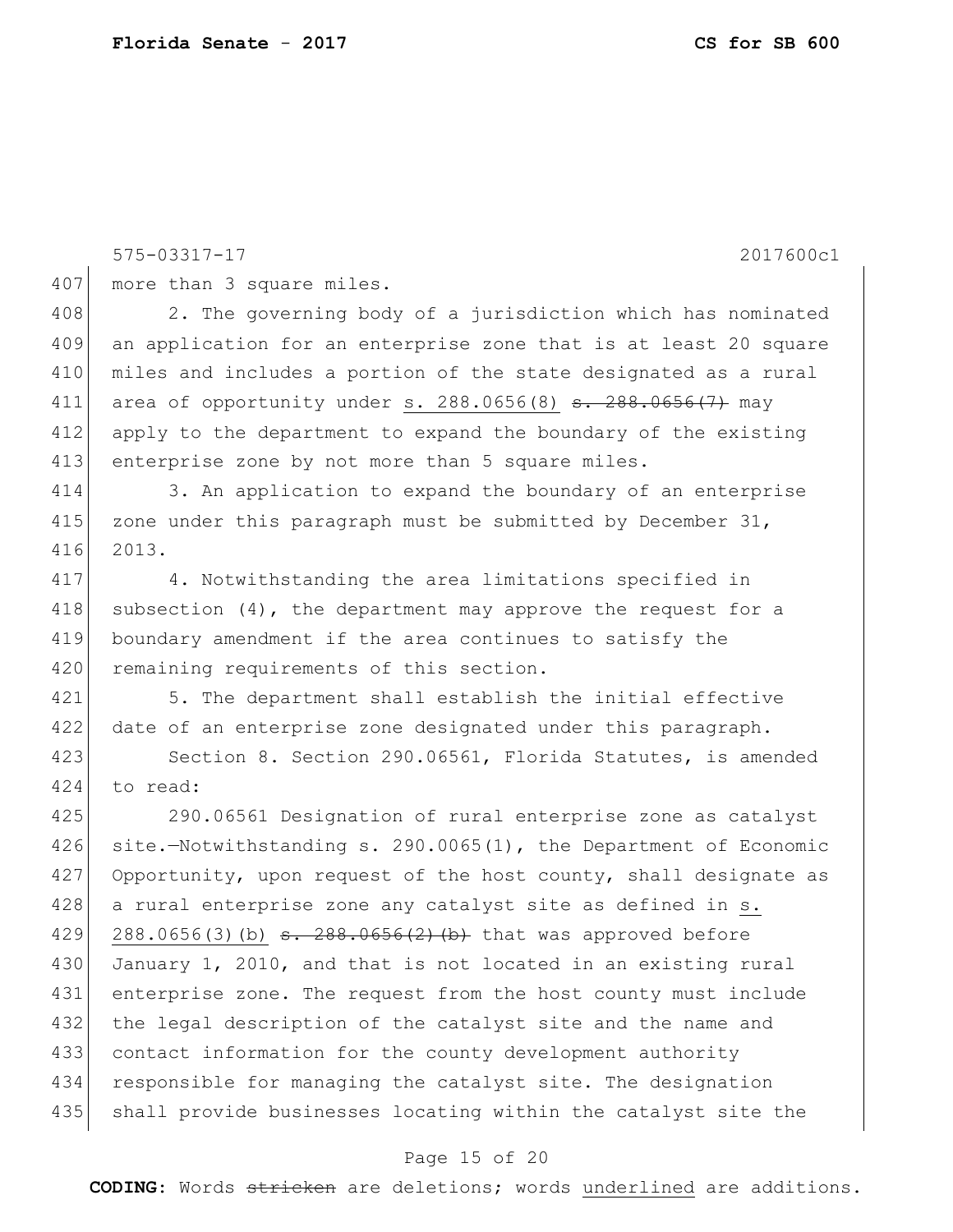more than 3 square miles.

2. The governing body of a jurisdiction which has nominated an application for an enterprise zone that is at least 20 square miles and includes a portion of the state designated as a rural area of opportunity under s. 288.0656(8) ~~s. 288.0656(7)~~ may apply to the department to expand the boundary of the existing enterprise zone by not more than 5 square miles.

3. An application to expand the boundary of an enterprise zone under this paragraph must be submitted by December 31, 2013.

4. Notwithstanding the area limitations specified in subsection (4), the department may approve the request for a boundary amendment if the area continues to satisfy the remaining requirements of this section.

5. The department shall establish the initial effective date of an enterprise zone designated under this paragraph.

Section 8. Section 290.06561, Florida Statutes, is amended to read:

290.06561 Designation of rural enterprise zone as catalyst site.—Notwithstanding s. 290.0065(1), the Department of Economic Opportunity, upon request of the host county, shall designate as a rural enterprise zone any catalyst site as defined in s. 288.0656(3)(b) ~~s. 288.0656(2)(b)~~ that was approved before January 1, 2010, and that is not located in an existing rural enterprise zone. The request from the host county must include the legal description of the catalyst site and the name and contact information for the county development authority responsible for managing the catalyst site. The designation shall provide businesses locating within the catalyst site the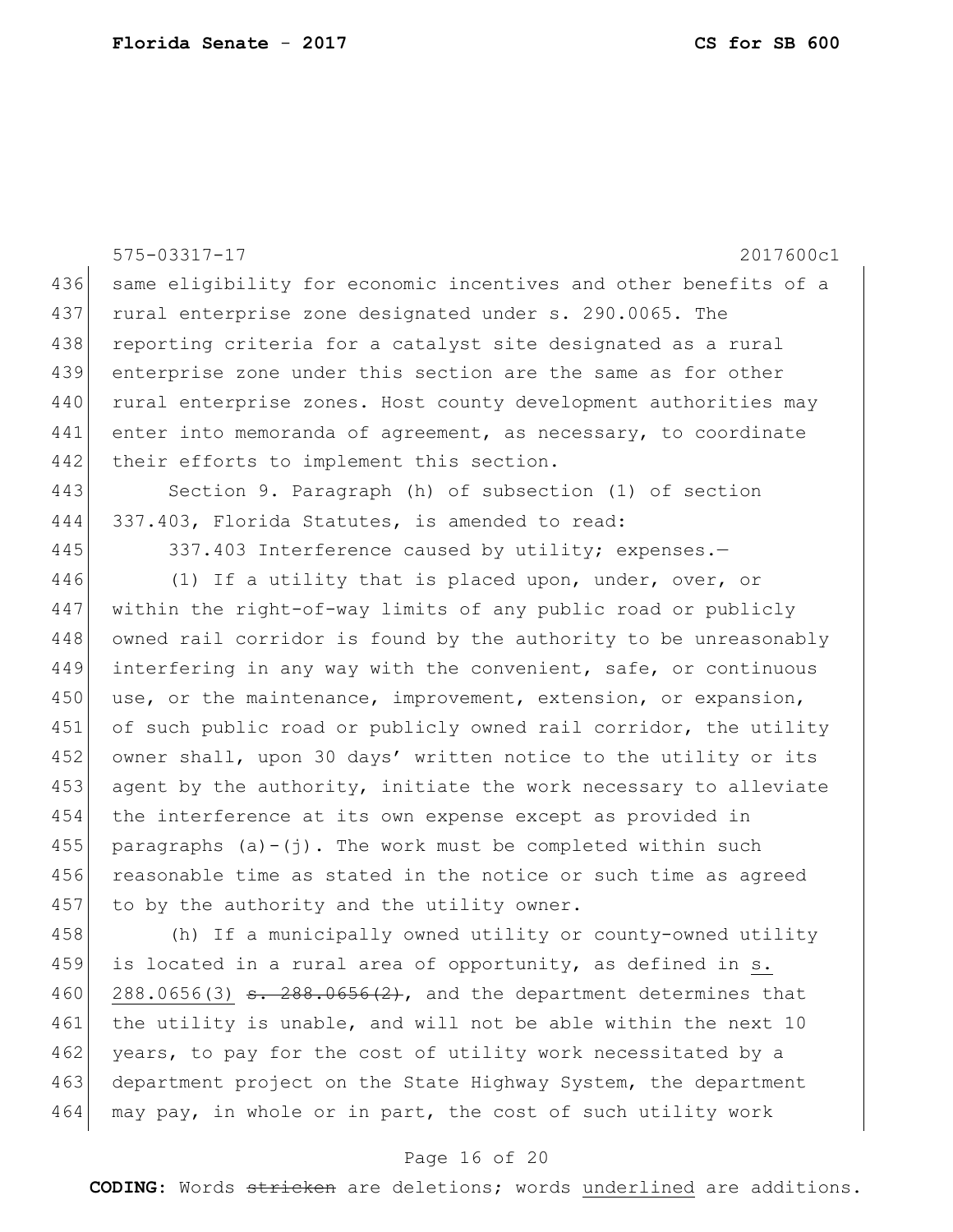same eligibility for economic incentives and other benefits of a rural enterprise zone designated under s. 290.0065. The reporting criteria for a catalyst site designated as a rural enterprise zone under this section are the same as for other rural enterprise zones. Host county development authorities may enter into memoranda of agreement, as necessary, to coordinate their efforts to implement this section.

Section 9. Paragraph (h) of subsection (1) of section 337.403, Florida Statutes, is amended to read:

337.403 Interference caused by utility; expenses.—

(1) If a utility that is placed upon, under, over, or within the right-of-way limits of any public road or publicly owned rail corridor is found by the authority to be unreasonably interfering in any way with the convenient, safe, or continuous use, or the maintenance, improvement, extension, or expansion, of such public road or publicly owned rail corridor, the utility owner shall, upon 30 days' written notice to the utility or its agent by the authority, initiate the work necessary to alleviate the interference at its own expense except as provided in paragraphs (a)-(j). The work must be completed within such reasonable time as stated in the notice or such time as agreed to by the authority and the utility owner.

(h) If a municipally owned utility or county-owned utility is located in a rural area of opportunity, as defined in <u>s. 288.0656(3)</u> ~~s. 288.0656(2)~~, and the department determines that the utility is unable, and will not be able within the next 10 years, to pay for the cost of utility work necessitated by a department project on the State Highway System, the department may pay, in whole or in part, the cost of such utility work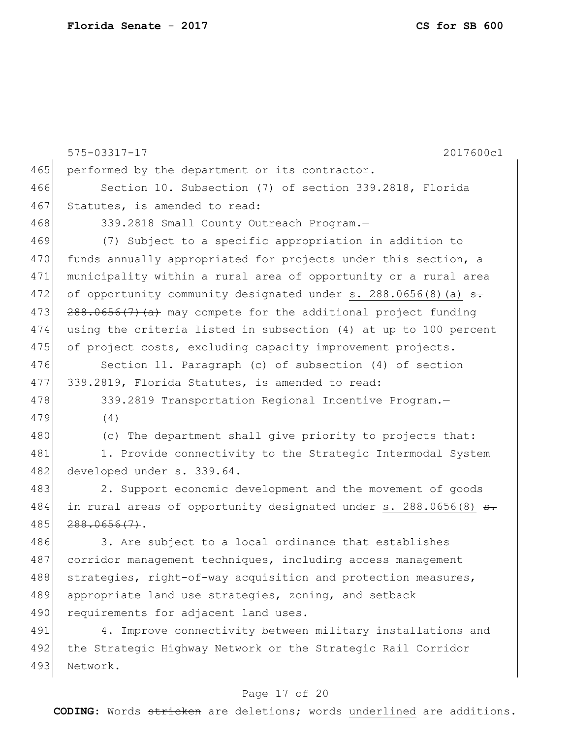performed by the department or its contractor.

Section 10. Subsection (7) of section 339.2818, Florida Statutes, is amended to read:

339.2818 Small County Outreach Program.—

(7) Subject to a specific appropriation in addition to funds annually appropriated for projects under this section, a municipality within a rural area of opportunity or a rural area of opportunity community designated under <u>s. 288.0656(8)(a)</u> ~~s. 288.0656(7)(a)~~ may compete for the additional project funding using the criteria listed in subsection (4) at up to 100 percent of project costs, excluding capacity improvement projects.

Section 11. Paragraph (c) of subsection (4) of section 339.2819, Florida Statutes, is amended to read:

339.2819 Transportation Regional Incentive Program.—

(4)

(c) The department shall give priority to projects that:

1. Provide connectivity to the Strategic Intermodal System developed under s. 339.64.

2. Support economic development and the movement of goods in rural areas of opportunity designated under <u>s. 288.0656(8)</u> ~~s. 288.0656(7)~~.

3. Are subject to a local ordinance that establishes corridor management techniques, including access management strategies, right-of-way acquisition and protection measures, appropriate land use strategies, zoning, and setback requirements for adjacent land uses.

4. Improve connectivity between military installations and the Strategic Highway Network or the Strategic Rail Corridor Network.

**CODING:** Words ~~stricken~~ are deletions; words <u>underlined</u> are additions.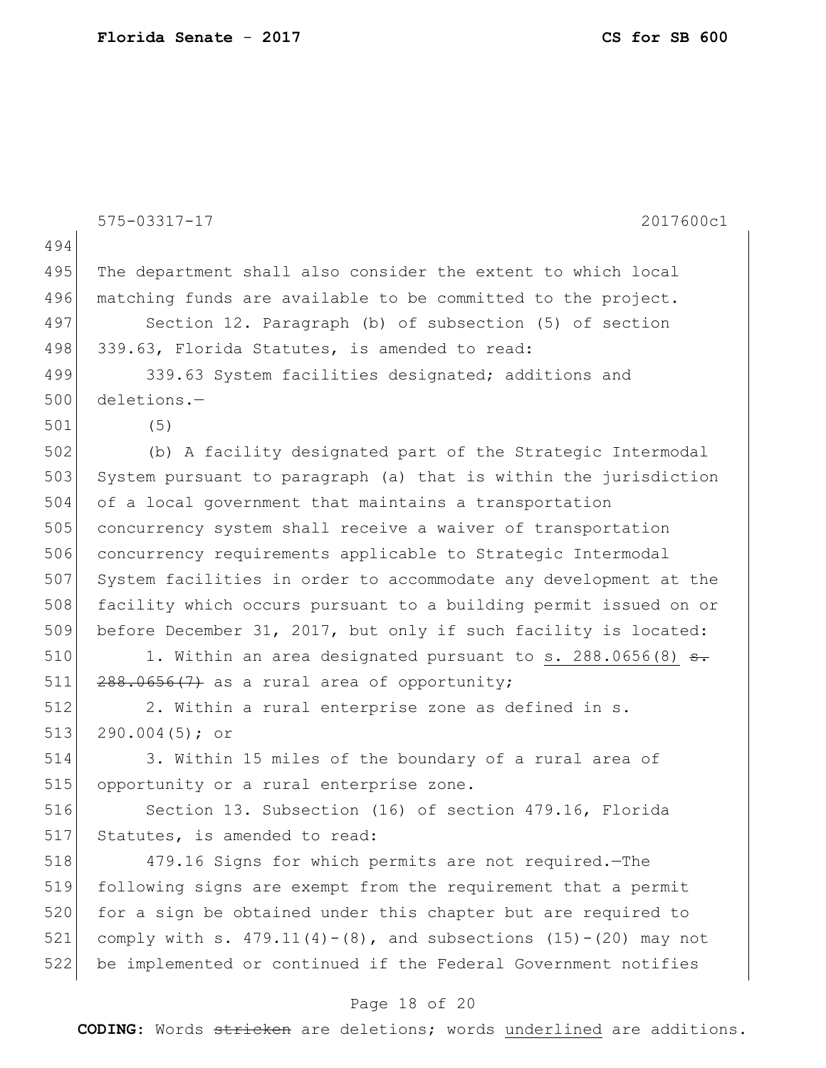The department shall also consider the extent to which local matching funds are available to be committed to the project.

Section 12. Paragraph (b) of subsection (5) of section 339.63, Florida Statutes, is amended to read:

339.63 System facilities designated; additions and deletions.—

(5)

(b) A facility designated part of the Strategic Intermodal System pursuant to paragraph (a) that is within the jurisdiction of a local government that maintains a transportation concurrency system shall receive a waiver of transportation concurrency requirements applicable to Strategic Intermodal System facilities in order to accommodate any development at the facility which occurs pursuant to a building permit issued on or before December 31, 2017, but only if such facility is located:

1. Within an area designated pursuant to <u>s. 288.0656(8)</u> ~~s. 288.0656(7)~~ as a rural area of opportunity;

2. Within a rural enterprise zone as defined in s. 290.004(5); or

3. Within 15 miles of the boundary of a rural area of opportunity or a rural enterprise zone.

Section 13. Subsection (16) of section 479.16, Florida Statutes, is amended to read:

479.16 Signs for which permits are not required.—The following signs are exempt from the requirement that a permit for a sign be obtained under this chapter but are required to comply with s. 479.11(4)-(8), and subsections (15)-(20) may not be implemented or continued if the Federal Government notifies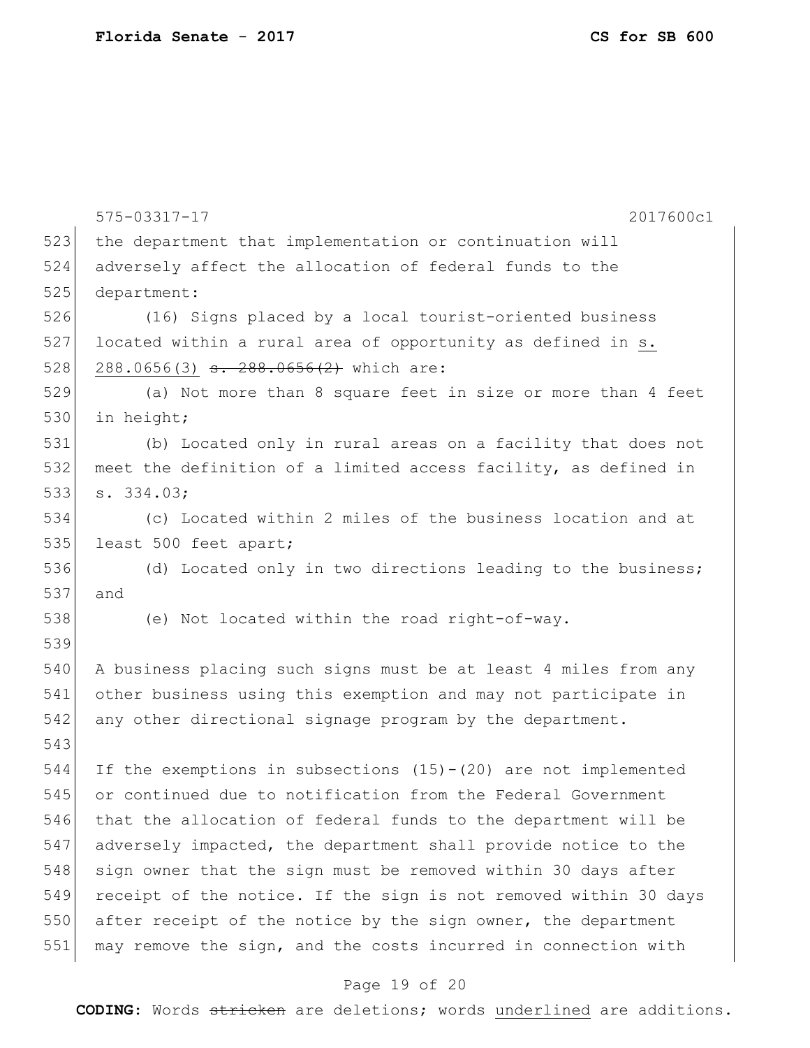the department that implementation or continuation will adversely affect the allocation of federal funds to the department:

(16) Signs placed by a local tourist-oriented business located within a rural area of opportunity as defined in <u>s. 288.0656(3)</u> ~~s. 288.0656(2)~~ which are:

(a) Not more than 8 square feet in size or more than 4 feet in height;

(b) Located only in rural areas on a facility that does not meet the definition of a limited access facility, as defined in s. 334.03;

(c) Located within 2 miles of the business location and at least 500 feet apart;

(d) Located only in two directions leading to the business; and

(e) Not located within the road right-of-way.

A business placing such signs must be at least 4 miles from any other business using this exemption and may not participate in any other directional signage program by the department.

If the exemptions in subsections (15)-(20) are not implemented or continued due to notification from the Federal Government that the allocation of federal funds to the department will be adversely impacted, the department shall provide notice to the sign owner that the sign must be removed within 30 days after receipt of the notice. If the sign is not removed within 30 days after receipt of the notice by the sign owner, the department may remove the sign, and the costs incurred in connection with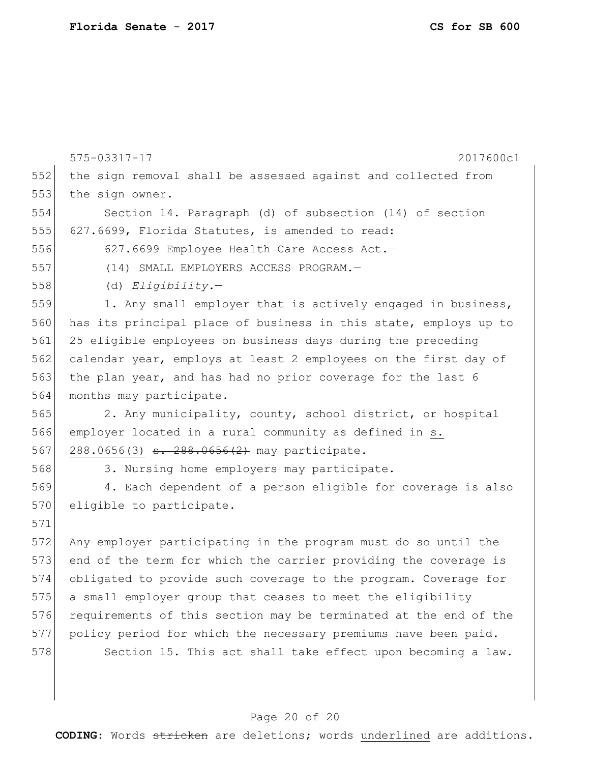575-03317-17 2017600c1

the sign removal shall be assessed against and collected from the sign owner.

Section 14. Paragraph (d) of subsection (14) of section 627.6699, Florida Statutes, is amended to read:

627.6699 Employee Health Care Access Act.—

(14) SMALL EMPLOYERS ACCESS PROGRAM.—

(d) *Eligibility.*—

1. Any small employer that is actively engaged in business, has its principal place of business in this state, employs up to 25 eligible employees on business days during the preceding calendar year, employs at least 2 employees on the first day of the plan year, and has had no prior coverage for the last 6 months may participate.

2. Any municipality, county, school district, or hospital employer located in a rural community as defined in <u>s. 288.0656(3)</u> ~~s. 288.0656(2)~~ may participate.

3. Nursing home employers may participate.

4. Each dependent of a person eligible for coverage is also eligible to participate.

Any employer participating in the program must do so until the end of the term for which the carrier providing the coverage is obligated to provide such coverage to the program. Coverage for a small employer group that ceases to meet the eligibility requirements of this section may be terminated at the end of the policy period for which the necessary premiums have been paid.

Section 15. This act shall take effect upon becoming a law.

**CODING:** Words ~~stricken~~ are deletions; words <u>underlined</u> are additions.